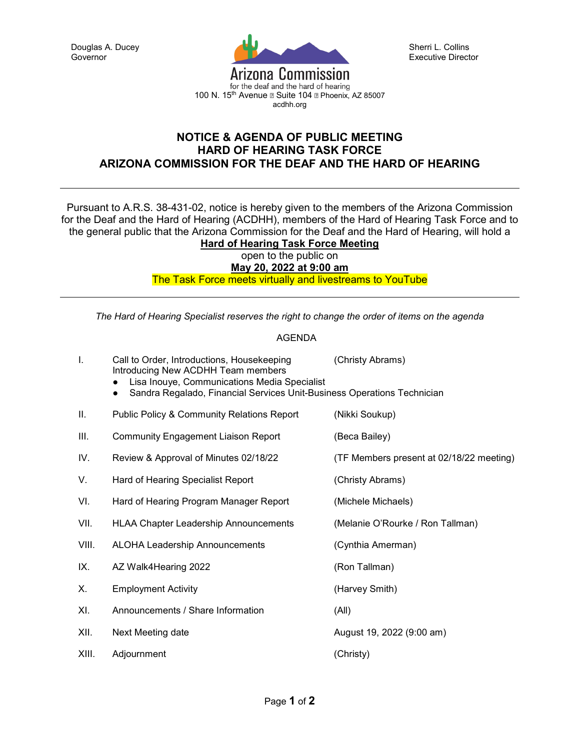Douglas A. Ducey
Governor

Arizona Commission
for the deaf and the hard of hearing
100 N. 15th Avenue ▯ Suite 104 ▯ Phoenix, AZ 85007
acdhh.org

Sherri L. Collins
Executive Director

# NOTICE & AGENDA OF PUBLIC MEETING
# HARD OF HEARING TASK FORCE
# ARIZONA COMMISSION FOR THE DEAF AND THE HARD OF HEARING

---

Pursuant to A.R.S. 38-431-02, notice is hereby given to the members of the Arizona Commission for the Deaf and the Hard of Hearing (ACDHH), members of the Hard of Hearing Task Force and to the general public that the Arizona Commission for the Deaf and the Hard of Hearing, will hold a

**Hard of Hearing Task Force Meeting**

open to the public on

**May 20, 2022 at 9:00 am**

The Task Force meets virtually and livestreams to YouTube

---

*The Hard of Hearing Specialist reserves the right to change the order of items on the agenda*

AGENDA

| | | |
|---|---|---|
| I. | Call to Order, Introductions, Housekeeping<br>Introducing New ACDHH Team members<br>● Lisa Inouye, Communications Media Specialist<br>● Sandra Regalado, Financial Services Unit-Business Operations Technician | (Christy Abrams) |
| II. | Public Policy & Community Relations Report | (Nikki Soukup) |
| III. | Community Engagement Liaison Report | (Beca Bailey) |
| IV. | Review & Approval of Minutes 02/18/22 | (TF Members present at 02/18/22 meeting) |
| V. | Hard of Hearing Specialist Report | (Christy Abrams) |
| VI. | Hard of Hearing Program Manager Report | (Michele Michaels) |
| VII. | HLAA Chapter Leadership Announcements | (Melanie O'Rourke / Ron Tallman) |
| VIII. | ALOHA Leadership Announcements | (Cynthia Amerman) |
| IX. | AZ Walk4Hearing 2022 | (Ron Tallman) |
| X. | Employment Activity | (Harvey Smith) |
| XI. | Announcements / Share Information | (All) |
| XII. | Next Meeting date | August 19, 2022 (9:00 am) |
| XIII. | Adjournment | (Christy) |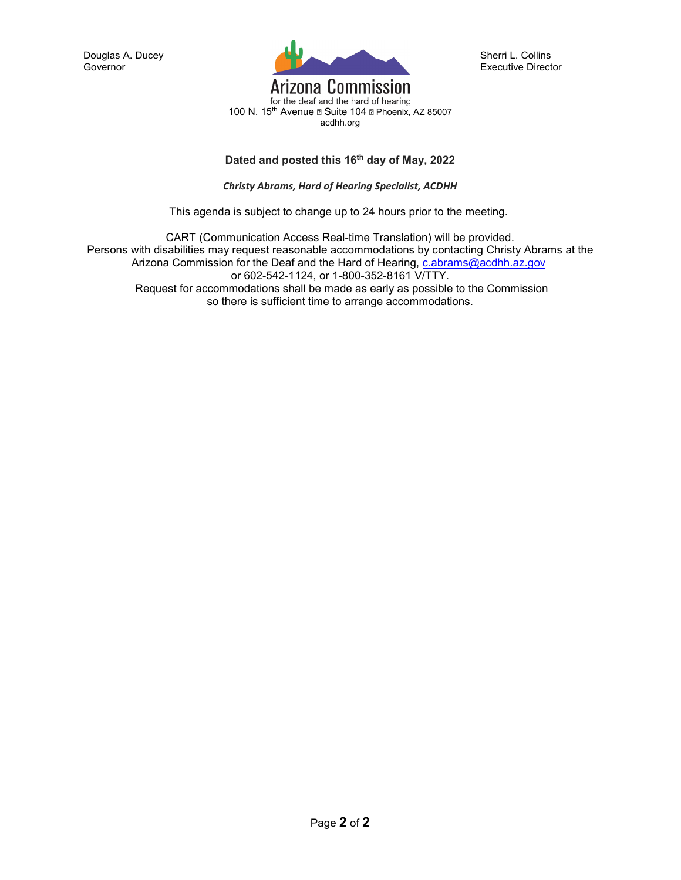Douglas A. Ducey
Governor

Sherri L. Collins
Executive Director

Arizona Commission
for the deaf and the hard of hearing
100 N. 15th Avenue ▫ Suite 104 ▫ Phoenix, AZ 85007
acdhh.org

**Dated and posted this 16th day of May, 2022**

***Christy Abrams, Hard of Hearing Specialist, ACDHH***

This agenda is subject to change up to 24 hours prior to the meeting.

CART (Communication Access Real-time Translation) will be provided.
Persons with disabilities may request reasonable accommodations by contacting Christy Abrams at the Arizona Commission for the Deaf and the Hard of Hearing, c.abrams@acdhh.az.gov or 602-542-1124, or 1-800-352-8161 V/TTY.
Request for accommodations shall be made as early as possible to the Commission so there is sufficient time to arrange accommodations.